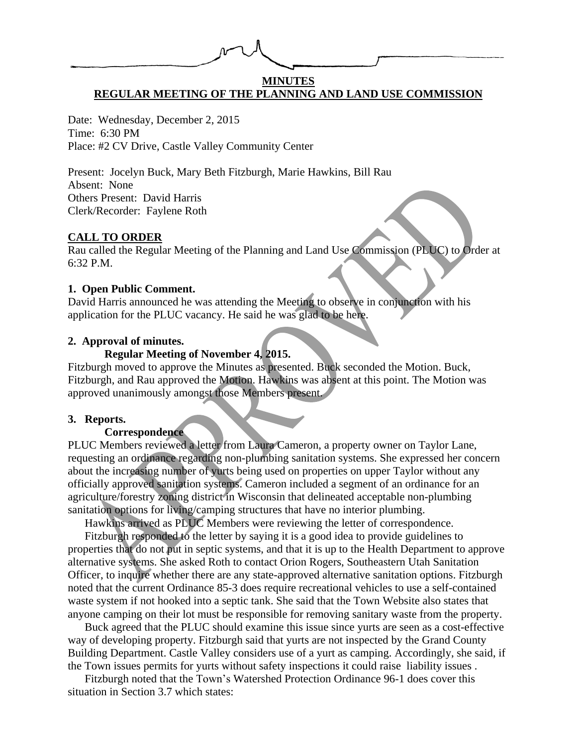**MINUTES**

**REGULAR MEETING OF THE PLANNING AND LAND USE COMMISSION**

Date: Wednesday, December 2, 2015
Time: 6:30 PM
Place: #2 CV Drive, Castle Valley Community Center

Present: Jocelyn Buck, Mary Beth Fitzburgh, Marie Hawkins, Bill Rau
Absent: None
Others Present: David Harris
Clerk/Recorder: Faylene Roth

## CALL TO ORDER

Rau called the Regular Meeting of the Planning and Land Use Commission (PLUC) to Order at 6:32 P.M.

### 1. Open Public Comment.

David Harris announced he was attending the Meeting to observe in conjunction with his application for the PLUC vacancy. He said he was glad to be here.

### 2. Approval of minutes.

**Regular Meeting of November 4, 2015.**

Fitzburgh moved to approve the Minutes as presented. Buck seconded the Motion. Buck, Fitzburgh, and Rau approved the Motion. Hawkins was absent at this point. The Motion was approved unanimously amongst those Members present.

### 3. Reports.

**Correspondence**

PLUC Members reviewed a letter from Laura Cameron, a property owner on Taylor Lane, requesting an ordinance regarding non-plumbing sanitation systems. She expressed her concern about the increasing number of yurts being used on properties on upper Taylor without any officially approved sanitation systems. Cameron included a segment of an ordinance for an agriculture/forestry zoning district in Wisconsin that delineated acceptable non-plumbing sanitation options for living/camping structures that have no interior plumbing.

Hawkins arrived as PLUC Members were reviewing the letter of correspondence.

Fitzburgh responded to the letter by saying it is a good idea to provide guidelines to properties that do not put in septic systems, and that it is up to the Health Department to approve alternative systems. She asked Roth to contact Orion Rogers, Southeastern Utah Sanitation Officer, to inquire whether there are any state-approved alternative sanitation options. Fitzburgh noted that the current Ordinance 85-3 does require recreational vehicles to use a self-contained waste system if not hooked into a septic tank. She said that the Town Website also states that anyone camping on their lot must be responsible for removing sanitary waste from the property.

Buck agreed that the PLUC should examine this issue since yurts are seen as a cost-effective way of developing property. Fitzburgh said that yurts are not inspected by the Grand County Building Department. Castle Valley considers use of a yurt as camping. Accordingly, she said, if the Town issues permits for yurts without safety inspections it could raise liability issues .

Fitzburgh noted that the Town's Watershed Protection Ordinance 96-1 does cover this situation in Section 3.7 which states: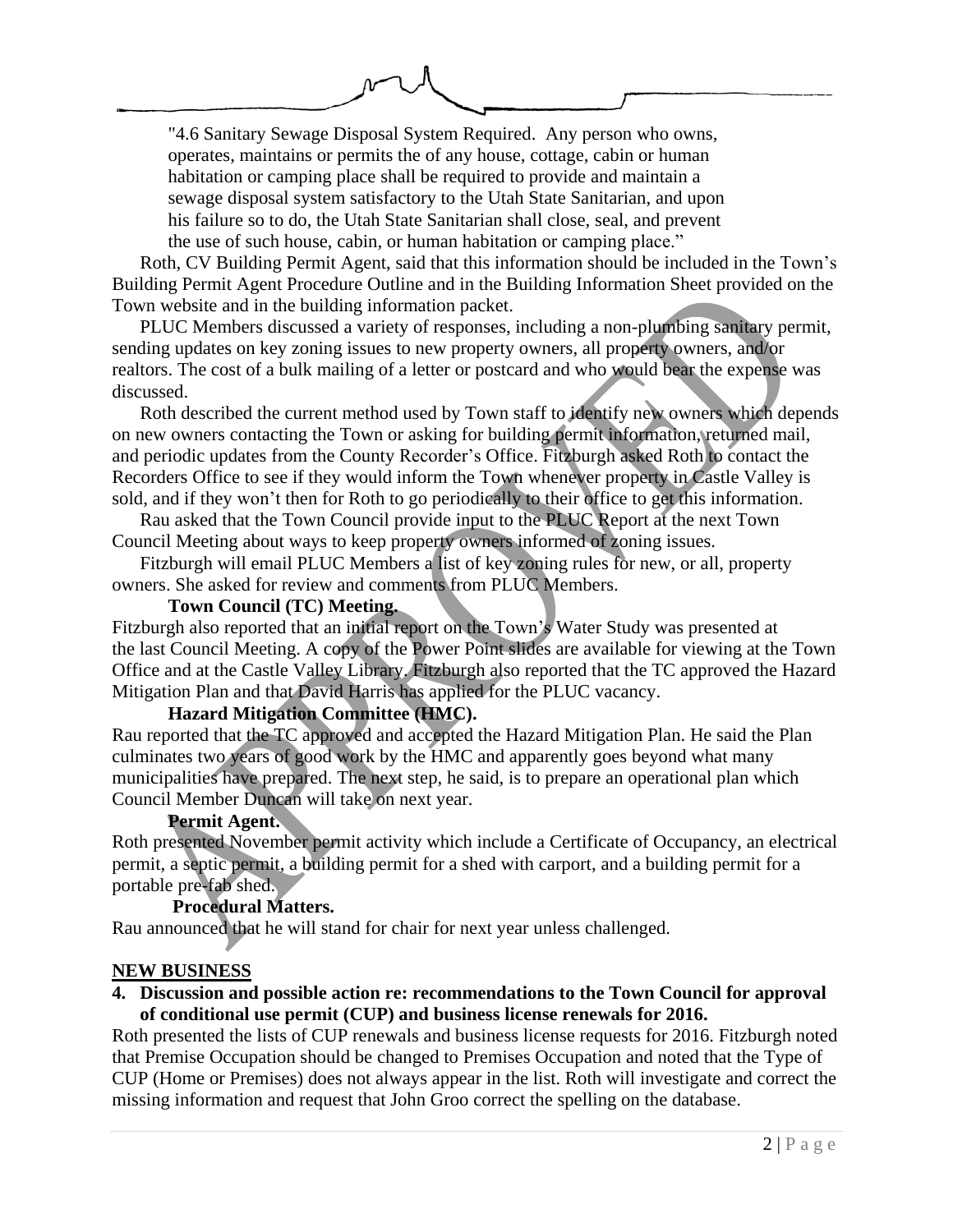"4.6 Sanitary Sewage Disposal System Required. Any person who owns, operates, maintains or permits the of any house, cottage, cabin or human habitation or camping place shall be required to provide and maintain a sewage disposal system satisfactory to the Utah State Sanitarian, and upon his failure so to do, the Utah State Sanitarian shall close, seal, and prevent the use of such house, cabin, or human habitation or camping place."

Roth, CV Building Permit Agent, said that this information should be included in the Town's Building Permit Agent Procedure Outline and in the Building Information Sheet provided on the Town website and in the building information packet.

PLUC Members discussed a variety of responses, including a non-plumbing sanitary permit, sending updates on key zoning issues to new property owners, all property owners, and/or realtors. The cost of a bulk mailing of a letter or postcard and who would bear the expense was discussed.

Roth described the current method used by Town staff to identify new owners which depends on new owners contacting the Town or asking for building permit information, returned mail, and periodic updates from the County Recorder's Office. Fitzburgh asked Roth to contact the Recorders Office to see if they would inform the Town whenever property in Castle Valley is sold, and if they won't then for Roth to go periodically to their office to get this information.

Rau asked that the Town Council provide input to the PLUC Report at the next Town Council Meeting about ways to keep property owners informed of zoning issues.

Fitzburgh will email PLUC Members a list of key zoning rules for new, or all, property owners. She asked for review and comments from PLUC Members.

**Town Council (TC) Meeting.**

Fitzburgh also reported that an initial report on the Town's Water Study was presented at the last Council Meeting. A copy of the Power Point slides are available for viewing at the Town Office and at the Castle Valley Library. Fitzburgh also reported that the TC approved the Hazard Mitigation Plan and that David Harris has applied for the PLUC vacancy.

**Hazard Mitigation Committee (HMC).**

Rau reported that the TC approved and accepted the Hazard Mitigation Plan. He said the Plan culminates two years of good work by the HMC and apparently goes beyond what many municipalities have prepared. The next step, he said, is to prepare an operational plan which Council Member Duncan will take on next year.

**Permit Agent.**

Roth presented November permit activity which include a Certificate of Occupancy, an electrical permit, a septic permit, a building permit for a shed with carport, and a building permit for a portable pre-fab shed.

**Procedural Matters.**

Rau announced that he will stand for chair for next year unless challenged.

## NEW BUSINESS

**4. Discussion and possible action re: recommendations to the Town Council for approval of conditional use permit (CUP) and business license renewals for 2016.**

Roth presented the lists of CUP renewals and business license requests for 2016. Fitzburgh noted that Premise Occupation should be changed to Premises Occupation and noted that the Type of CUP (Home or Premises) does not always appear in the list. Roth will investigate and correct the missing information and request that John Groo correct the spelling on the database.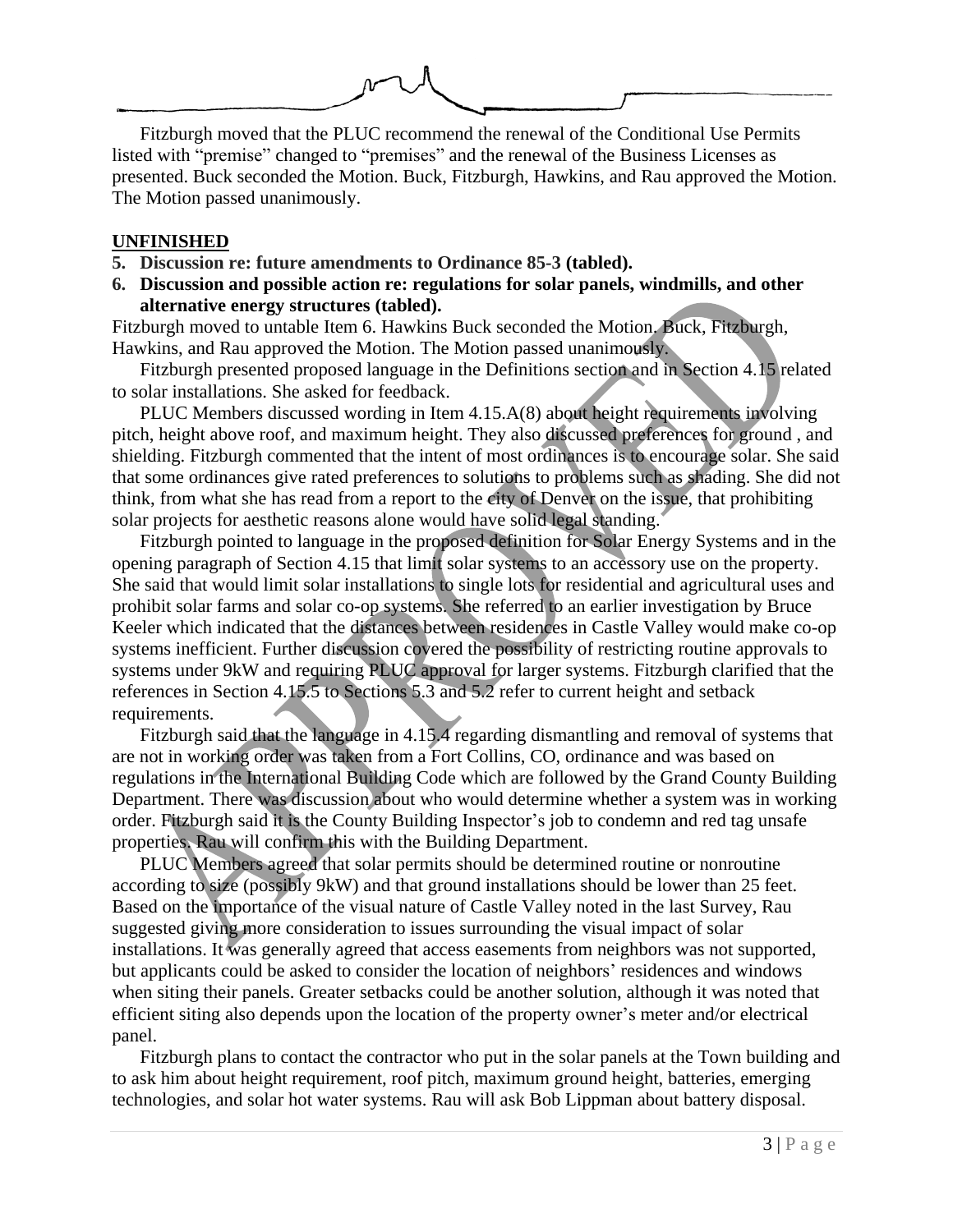Fitzburgh moved that the PLUC recommend the renewal of the Conditional Use Permits listed with "premise" changed to "premises" and the renewal of the Business Licenses as presented. Buck seconded the Motion. Buck, Fitzburgh, Hawkins, and Rau approved the Motion. The Motion passed unanimously.

**UNFINISHED**

5. **Discussion re: future amendments to Ordinance 85-3 (tabled).**
6. **Discussion and possible action re: regulations for solar panels, windmills, and other alternative energy structures (tabled).**

Fitzburgh moved to untable Item 6. Hawkins Buck seconded the Motion. Buck, Fitzburgh, Hawkins, and Rau approved the Motion. The Motion passed unanimously.

Fitzburgh presented proposed language in the Definitions section and in Section 4.15 related to solar installations. She asked for feedback.

PLUC Members discussed wording in Item 4.15.A(8) about height requirements involving pitch, height above roof, and maximum height. They also discussed preferences for ground , and shielding. Fitzburgh commented that the intent of most ordinances is to encourage solar. She said that some ordinances give rated preferences to solutions to problems such as shading. She did not think, from what she has read from a report to the city of Denver on the issue, that prohibiting solar projects for aesthetic reasons alone would have solid legal standing.

Fitzburgh pointed to language in the proposed definition for Solar Energy Systems and in the opening paragraph of Section 4.15 that limit solar systems to an accessory use on the property. She said that would limit solar installations to single lots for residential and agricultural uses and prohibit solar farms and solar co-op systems. She referred to an earlier investigation by Bruce Keeler which indicated that the distances between residences in Castle Valley would make co-op systems inefficient. Further discussion covered the possibility of restricting routine approvals to systems under 9kW and requiring PLUC approval for larger systems. Fitzburgh clarified that the references in Section 4.15.5 to Sections 5.3 and 5.2 refer to current height and setback requirements.

Fitzburgh said that the language in 4.15.4 regarding dismantling and removal of systems that are not in working order was taken from a Fort Collins, CO, ordinance and was based on regulations in the International Building Code which are followed by the Grand County Building Department. There was discussion about who would determine whether a system was in working order. Fitzburgh said it is the County Building Inspector's job to condemn and red tag unsafe properties. Rau will confirm this with the Building Department.

PLUC Members agreed that solar permits should be determined routine or nonroutine according to size (possibly 9kW) and that ground installations should be lower than 25 feet. Based on the importance of the visual nature of Castle Valley noted in the last Survey, Rau suggested giving more consideration to issues surrounding the visual impact of solar installations. It was generally agreed that access easements from neighbors was not supported, but applicants could be asked to consider the location of neighbors' residences and windows when siting their panels. Greater setbacks could be another solution, although it was noted that efficient siting also depends upon the location of the property owner's meter and/or electrical panel.

Fitzburgh plans to contact the contractor who put in the solar panels at the Town building and to ask him about height requirement, roof pitch, maximum ground height, batteries, emerging technologies, and solar hot water systems. Rau will ask Bob Lippman about battery disposal.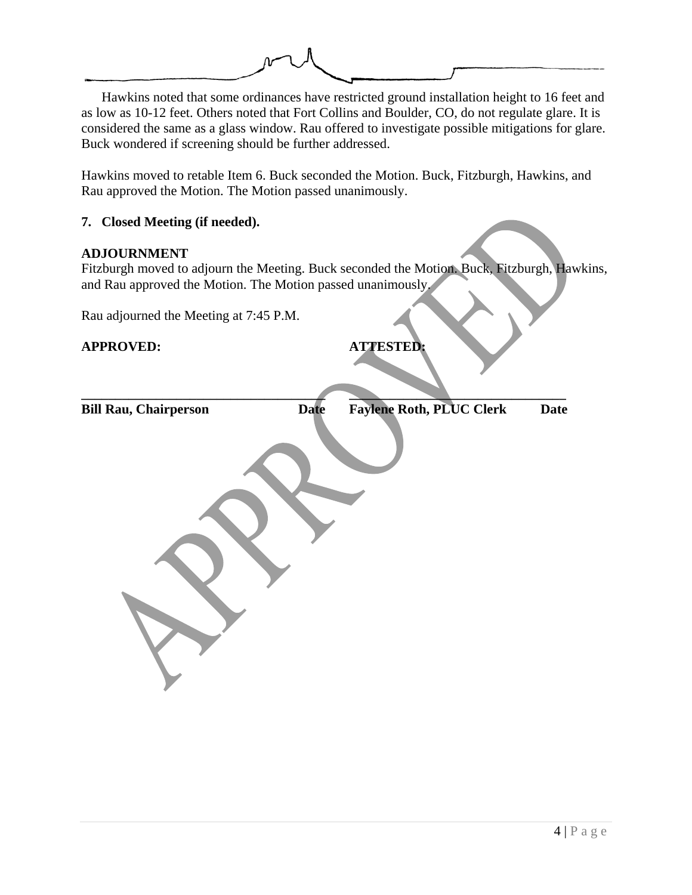Hawkins noted that some ordinances have restricted ground installation height to 16 feet and as low as 10-12 feet. Others noted that Fort Collins and Boulder, CO, do not regulate glare. It is considered the same as a glass window. Rau offered to investigate possible mitigations for glare. Buck wondered if screening should be further addressed.

Hawkins moved to retable Item 6. Buck seconded the Motion. Buck, Fitzburgh, Hawkins, and Rau approved the Motion. The Motion passed unanimously.

**7. Closed Meeting (if needed).**

**ADJOURNMENT**

Fitzburgh moved to adjourn the Meeting. Buck seconded the Motion. Buck, Fitzburgh, Hawkins, and Rau approved the Motion. The Motion passed unanimously.

Rau adjourned the Meeting at 7:45 P.M.

**APPROVED:** **ATTESTED:**

**Bill Rau, Chairperson Date** **Faylene Roth, PLUC Clerk Date**

APPROVED